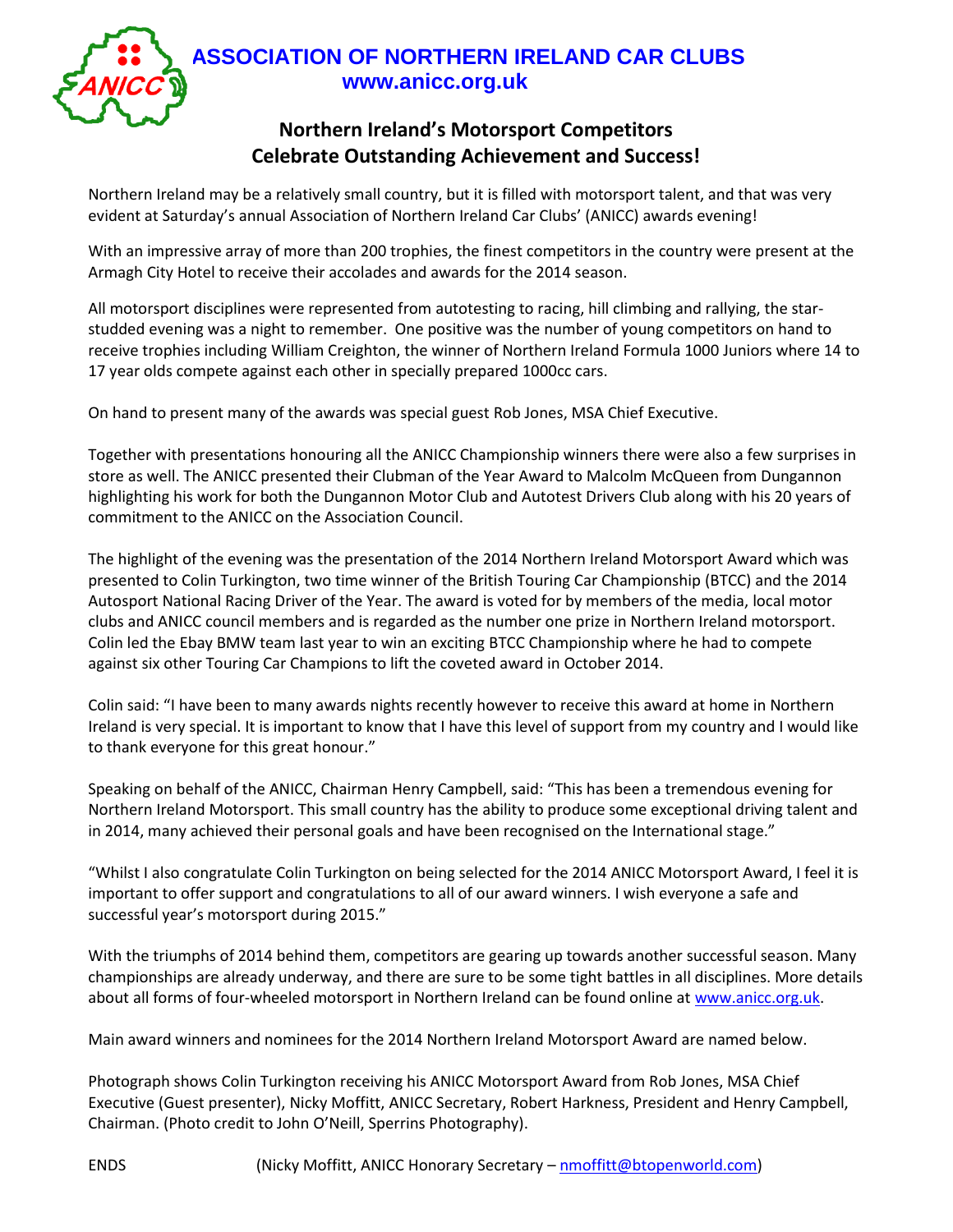# ASSOCIATION OF NORTHERN IRELAND CAR CLUBS

**www.anicc.org.uk**

## Northern Ireland's Motorsport Competitors Celebrate Outstanding Achievement and Success!

Northern Ireland may be a relatively small country, but it is filled with motorsport talent, and that was very evident at Saturday's annual Association of Northern Ireland Car Clubs' (ANICC) awards evening!

With an impressive array of more than 200 trophies, the finest competitors in the country were present at the Armagh City Hotel to receive their accolades and awards for the 2014 season.

All motorsport disciplines were represented from autotesting to racing, hill climbing and rallying, the star-studded evening was a night to remember. One positive was the number of young competitors on hand to receive trophies including William Creighton, the winner of Northern Ireland Formula 1000 Juniors where 14 to 17 year olds compete against each other in specially prepared 1000cc cars.

On hand to present many of the awards was special guest Rob Jones, MSA Chief Executive.

Together with presentations honouring all the ANICC Championship winners there were also a few surprises in store as well. The ANICC presented their Clubman of the Year Award to Malcolm McQueen from Dungannon highlighting his work for both the Dungannon Motor Club and Autotest Drivers Club along with his 20 years of commitment to the ANICC on the Association Council.

The highlight of the evening was the presentation of the 2014 Northern Ireland Motorsport Award which was presented to Colin Turkington, two time winner of the British Touring Car Championship (BTCC) and the 2014 Autosport National Racing Driver of the Year. The award is voted for by members of the media, local motor clubs and ANICC council members and is regarded as the number one prize in Northern Ireland motorsport. Colin led the Ebay BMW team last year to win an exciting BTCC Championship where he had to compete against six other Touring Car Champions to lift the coveted award in October 2014.

Colin said: "I have been to many awards nights recently however to receive this award at home in Northern Ireland is very special. It is important to know that I have this level of support from my country and I would like to thank everyone for this great honour."

Speaking on behalf of the ANICC, Chairman Henry Campbell, said: "This has been a tremendous evening for Northern Ireland Motorsport. This small country has the ability to produce some exceptional driving talent and in 2014, many achieved their personal goals and have been recognised on the International stage."

"Whilst I also congratulate Colin Turkington on being selected for the 2014 ANICC Motorsport Award, I feel it is important to offer support and congratulations to all of our award winners. I wish everyone a safe and successful year's motorsport during 2015."

With the triumphs of 2014 behind them, competitors are gearing up towards another successful season. Many championships are already underway, and there are sure to be some tight battles in all disciplines. More details about all forms of four-wheeled motorsport in Northern Ireland can be found online at www.anicc.org.uk.

Main award winners and nominees for the 2014 Northern Ireland Motorsport Award are named below.

Photograph shows Colin Turkington receiving his ANICC Motorsport Award from Rob Jones, MSA Chief Executive (Guest presenter), Nicky Moffitt, ANICC Secretary, Robert Harkness, President and Henry Campbell, Chairman. (Photo credit to John O'Neill, Sperrins Photography).

ENDS (Nicky Moffitt, ANICC Honorary Secretary – nmoffitt@btopenworld.com)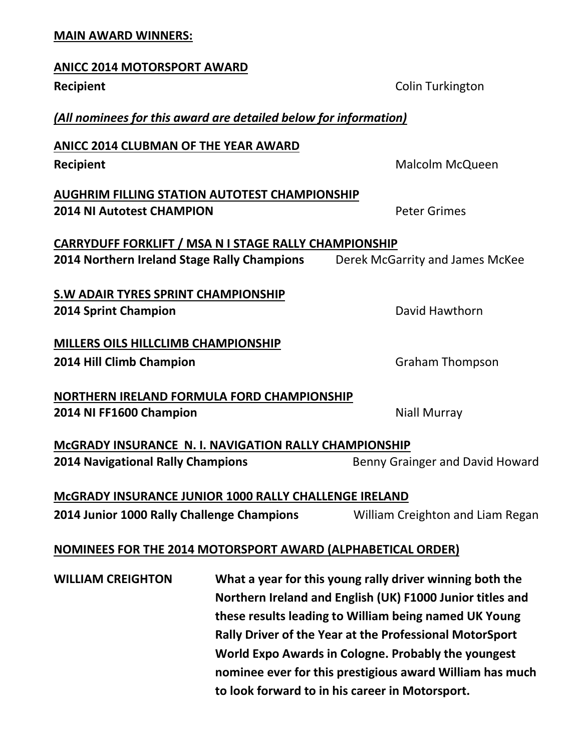**MAIN AWARD WINNERS:**

**ANICC 2014 MOTORSPORT AWARD**

**Recipient** Colin Turkington

***(All nominees for this award are detailed below for information)***

**ANICC 2014 CLUBMAN OF THE YEAR AWARD**

**Recipient** Malcolm McQueen

**AUGHRIM FILLING STATION AUTOTEST CHAMPIONSHIP**

**2014 NI Autotest CHAMPION** Peter Grimes

**CARRYDUFF FORKLIFT / MSA N I STAGE RALLY CHAMPIONSHIP**

**2014 Northern Ireland Stage Rally Champions** Derek McGarrity and James McKee

**S.W ADAIR TYRES SPRINT CHAMPIONSHIP**

**2014 Sprint Champion** David Hawthorn

**MILLERS OILS HILLCLIMB CHAMPIONSHIP**

**2014 Hill Climb Champion** Graham Thompson

**NORTHERN IRELAND FORMULA FORD CHAMPIONSHIP**

**2014 NI FF1600 Champion** Niall Murray

**McGRADY INSURANCE N. I. NAVIGATION RALLY CHAMPIONSHIP**

**2014 Navigational Rally Champions** Benny Grainger and David Howard

**McGRADY INSURANCE JUNIOR 1000 RALLY CHALLENGE IRELAND**

**2014 Junior 1000 Rally Challenge Champions** William Creighton and Liam Regan

**NOMINEES FOR THE 2014 MOTORSPORT AWARD (ALPHABETICAL ORDER)**

**WILLIAM CREIGHTON** **What a year for this young rally driver winning both the Northern Ireland and English (UK) F1000 Junior titles and these results leading to William being named UK Young Rally Driver of the Year at the Professional MotorSport World Expo Awards in Cologne. Probably the youngest nominee ever for this prestigious award William has much to look forward to in his career in Motorsport.**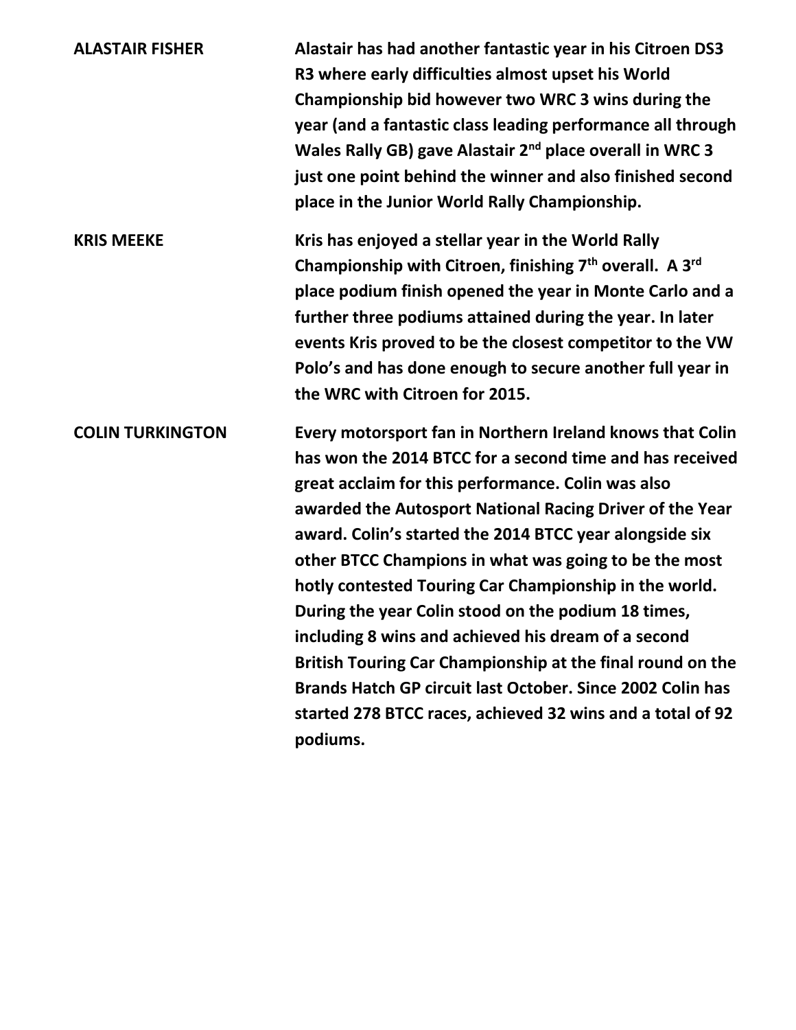| | |
|---|---|
| **ALASTAIR FISHER** | **Alastair has had another fantastic year in his Citroen DS3 R3 where early difficulties almost upset his World Championship bid however two WRC 3 wins during the year (and a fantastic class leading performance all through Wales Rally GB) gave Alastair 2nd place overall in WRC 3 just one point behind the winner and also finished second place in the Junior World Rally Championship.** |
| **KRIS MEEKE** | **Kris has enjoyed a stellar year in the World Rally Championship with Citroen, finishing 7th overall. A 3rd place podium finish opened the year in Monte Carlo and a further three podiums attained during the year. In later events Kris proved to be the closest competitor to the VW Polo's and has done enough to secure another full year in the WRC with Citroen for 2015.** |
| **COLIN TURKINGTON** | **Every motorsport fan in Northern Ireland knows that Colin has won the 2014 BTCC for a second time and has received great acclaim for this performance. Colin was also awarded the Autosport National Racing Driver of the Year award. Colin's started the 2014 BTCC year alongside six other BTCC Champions in what was going to be the most hotly contested Touring Car Championship in the world. During the year Colin stood on the podium 18 times, including 8 wins and achieved his dream of a second British Touring Car Championship at the final round on the Brands Hatch GP circuit last October. Since 2002 Colin has started 278 BTCC races, achieved 32 wins and a total of 92 podiums.** |